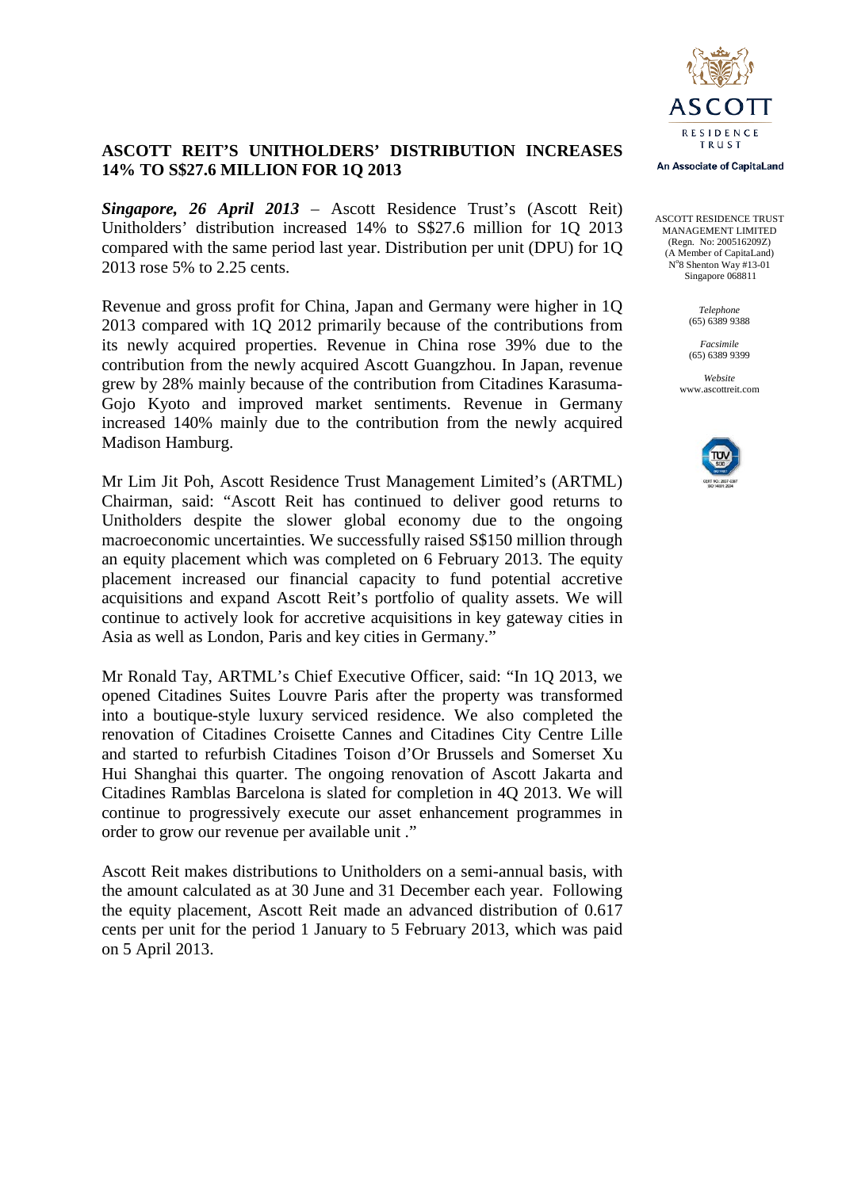# ASCOTT REIT'S UNITHOLDERS' DISTRIBUTION INCREASES 14% TO S$27.6 MILLION FOR 1Q 2013

ASCOTT RESIDENCE TRUST MANAGEMENT LIMITED
(Regn. No: 200516209Z)
(A Member of CapitaLand)
N°8 Shenton Way #13-01
Singapore 068811

*Telephone*
(65) 6389 9388

*Facsimile*
(65) 6389 9399

*Website*
www.ascottreit.com

***Singapore, 26 April 2013*** – Ascott Residence Trust's (Ascott Reit) Unitholders' distribution increased 14% to S$27.6 million for 1Q 2013 compared with the same period last year. Distribution per unit (DPU) for 1Q 2013 rose 5% to 2.25 cents.

Revenue and gross profit for China, Japan and Germany were higher in 1Q 2013 compared with 1Q 2012 primarily because of the contributions from its newly acquired properties. Revenue in China rose 39% due to the contribution from the newly acquired Ascott Guangzhou. In Japan, revenue grew by 28% mainly because of the contribution from Citadines Karasuma-Gojo Kyoto and improved market sentiments. Revenue in Germany increased 140% mainly due to the contribution from the newly acquired Madison Hamburg.

Mr Lim Jit Poh, Ascott Residence Trust Management Limited's (ARTML) Chairman, said: "Ascott Reit has continued to deliver good returns to Unitholders despite the slower global economy due to the ongoing macroeconomic uncertainties. We successfully raised S$150 million through an equity placement which was completed on 6 February 2013. The equity placement increased our financial capacity to fund potential accretive acquisitions and expand Ascott Reit's portfolio of quality assets. We will continue to actively look for accretive acquisitions in key gateway cities in Asia as well as London, Paris and key cities in Germany."

Mr Ronald Tay, ARTML's Chief Executive Officer, said: "In 1Q 2013, we opened Citadines Suites Louvre Paris after the property was transformed into a boutique-style luxury serviced residence. We also completed the renovation of Citadines Croisette Cannes and Citadines City Centre Lille and started to refurbish Citadines Toison d'Or Brussels and Somerset Xu Hui Shanghai this quarter. The ongoing renovation of Ascott Jakarta and Citadines Ramblas Barcelona is slated for completion in 4Q 2013. We will continue to progressively execute our asset enhancement programmes in order to grow our revenue per available unit ."

Ascott Reit makes distributions to Unitholders on a semi-annual basis, with the amount calculated as at 30 June and 31 December each year. Following the equity placement, Ascott Reit made an advanced distribution of 0.617 cents per unit for the period 1 January to 5 February 2013, which was paid on 5 April 2013.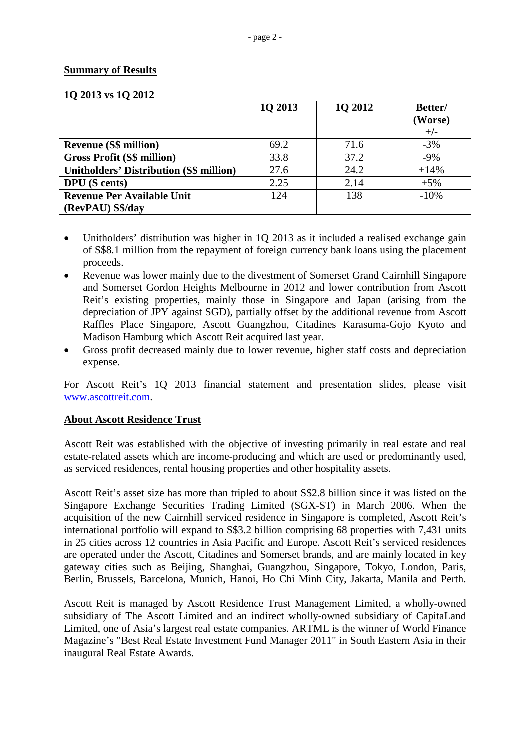## Summary of Results

**1Q 2013 vs 1Q 2012**

| | 1Q 2013 | 1Q 2012 | Better/ (Worse) +/- |
|---|---|---|---|
| **Revenue (S$ million)** | 69.2 | 71.6 | -3% |
| **Gross Profit (S$ million)** | 33.8 | 37.2 | -9% |
| **Unitholders' Distribution (S$ million)** | 27.6 | 24.2 | +14% |
| **DPU (S cents)** | 2.25 | 2.14 | +5% |
| **Revenue Per Available Unit (RevPAU) S$/day** | 124 | 138 | -10% |

- Unitholders' distribution was higher in 1Q 2013 as it included a realised exchange gain of S$8.1 million from the repayment of foreign currency bank loans using the placement proceeds.
- Revenue was lower mainly due to the divestment of Somerset Grand Cairnhill Singapore and Somerset Gordon Heights Melbourne in 2012 and lower contribution from Ascott Reit's existing properties, mainly those in Singapore and Japan (arising from the depreciation of JPY against SGD), partially offset by the additional revenue from Ascott Raffles Place Singapore, Ascott Guangzhou, Citadines Karasuma-Gojo Kyoto and Madison Hamburg which Ascott Reit acquired last year.
- Gross profit decreased mainly due to lower revenue, higher staff costs and depreciation expense.

For Ascott Reit's 1Q 2013 financial statement and presentation slides, please visit www.ascottreit.com.

## About Ascott Residence Trust

Ascott Reit was established with the objective of investing primarily in real estate and real estate-related assets which are income-producing and which are used or predominantly used, as serviced residences, rental housing properties and other hospitality assets.

Ascott Reit's asset size has more than tripled to about S$2.8 billion since it was listed on the Singapore Exchange Securities Trading Limited (SGX-ST) in March 2006. When the acquisition of the new Cairnhill serviced residence in Singapore is completed, Ascott Reit's international portfolio will expand to S$3.2 billion comprising 68 properties with 7,431 units in 25 cities across 12 countries in Asia Pacific and Europe. Ascott Reit's serviced residences are operated under the Ascott, Citadines and Somerset brands, and are mainly located in key gateway cities such as Beijing, Shanghai, Guangzhou, Singapore, Tokyo, London, Paris, Berlin, Brussels, Barcelona, Munich, Hanoi, Ho Chi Minh City, Jakarta, Manila and Perth.

Ascott Reit is managed by Ascott Residence Trust Management Limited, a wholly-owned subsidiary of The Ascott Limited and an indirect wholly-owned subsidiary of CapitaLand Limited, one of Asia's largest real estate companies. ARTML is the winner of World Finance Magazine's "Best Real Estate Investment Fund Manager 2011" in South Eastern Asia in their inaugural Real Estate Awards.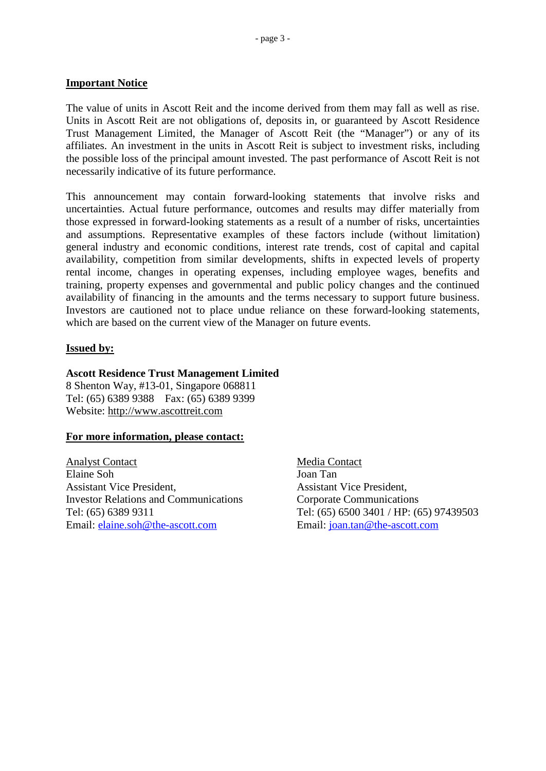**Important Notice**

The value of units in Ascott Reit and the income derived from them may fall as well as rise. Units in Ascott Reit are not obligations of, deposits in, or guaranteed by Ascott Residence Trust Management Limited, the Manager of Ascott Reit (the "Manager") or any of its affiliates. An investment in the units in Ascott Reit is subject to investment risks, including the possible loss of the principal amount invested. The past performance of Ascott Reit is not necessarily indicative of its future performance.

This announcement may contain forward-looking statements that involve risks and uncertainties. Actual future performance, outcomes and results may differ materially from those expressed in forward-looking statements as a result of a number of risks, uncertainties and assumptions. Representative examples of these factors include (without limitation) general industry and economic conditions, interest rate trends, cost of capital and capital availability, competition from similar developments, shifts in expected levels of property rental income, changes in operating expenses, including employee wages, benefits and training, property expenses and governmental and public policy changes and the continued availability of financing in the amounts and the terms necessary to support future business. Investors are cautioned not to place undue reliance on these forward-looking statements, which are based on the current view of the Manager on future events.

**Issued by:**

**Ascott Residence Trust Management Limited**
8 Shenton Way, #13-01, Singapore 068811
Tel: (65) 6389 9388 Fax: (65) 6389 9399
Website: http://www.ascottreit.com

**For more information, please contact:**

Analyst Contact
Elaine Soh
Assistant Vice President,
Investor Relations and Communications
Tel: (65) 6389 9311
Email: elaine.soh@the-ascott.com

Media Contact
Joan Tan
Assistant Vice President,
Corporate Communications
Tel: (65) 6500 3401 / HP: (65) 97439503
Email: joan.tan@the-ascott.com